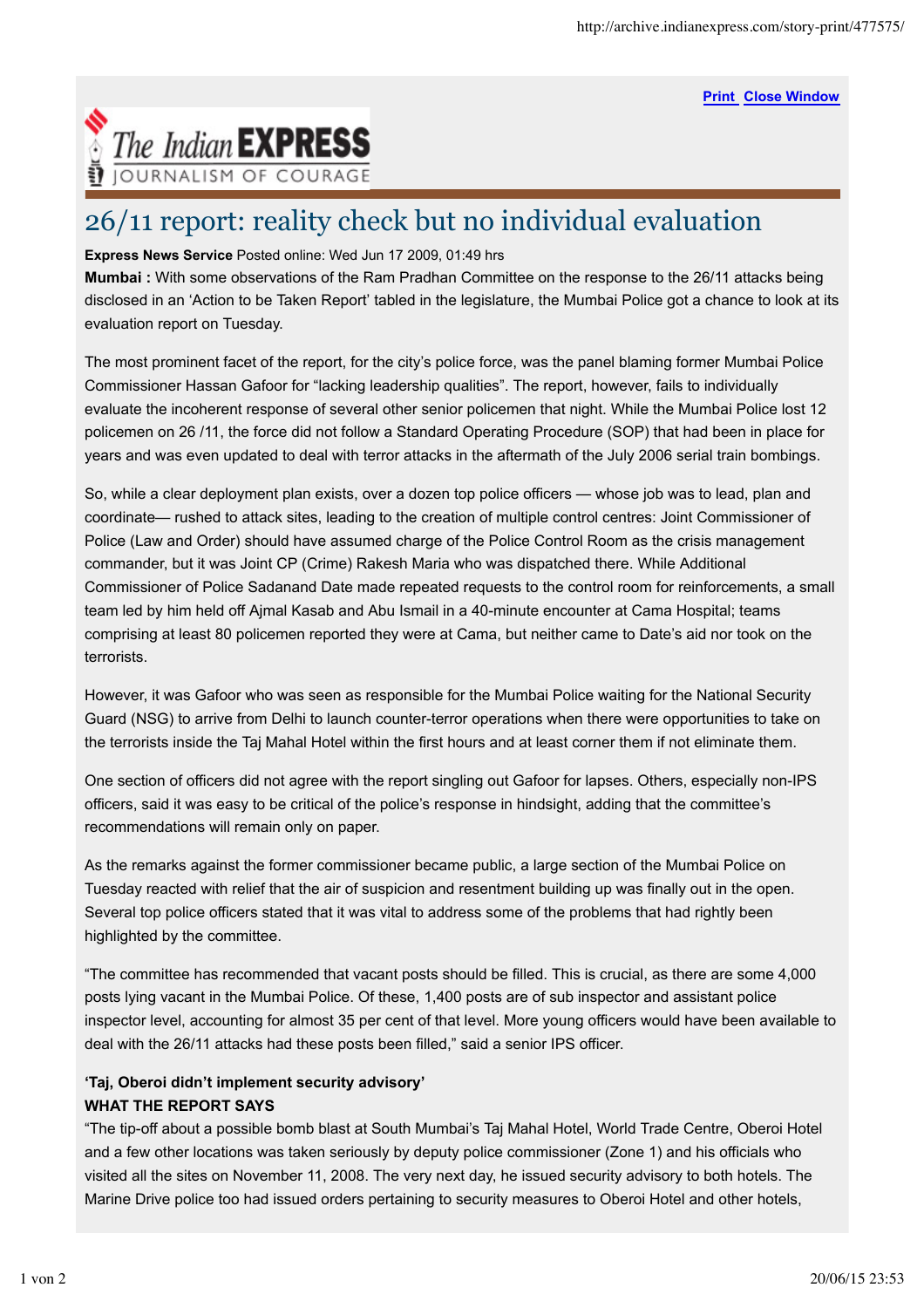# 26/11 report: reality check but no individual evaluation

**Express News Service** Posted online: Wed Jun 17 2009, 01:49 hrs

**Mumbai :** With some observations of the Ram Pradhan Committee on the response to the 26/11 attacks being disclosed in an 'Action to be Taken Report' tabled in the legislature, the Mumbai Police got a chance to look at its evaluation report on Tuesday.

The most prominent facet of the report, for the city's police force, was the panel blaming former Mumbai Police Commissioner Hassan Gafoor for "lacking leadership qualities". The report, however, fails to individually evaluate the incoherent response of several other senior policemen that night. While the Mumbai Police lost 12 policemen on 26 /11, the force did not follow a Standard Operating Procedure (SOP) that had been in place for years and was even updated to deal with terror attacks in the aftermath of the July 2006 serial train bombings.

So, while a clear deployment plan exists, over a dozen top police officers — whose job was to lead, plan and coordinate— rushed to attack sites, leading to the creation of multiple control centres: Joint Commissioner of Police (Law and Order) should have assumed charge of the Police Control Room as the crisis management commander, but it was Joint CP (Crime) Rakesh Maria who was dispatched there. While Additional Commissioner of Police Sadanand Date made repeated requests to the control room for reinforcements, a small team led by him held off Ajmal Kasab and Abu Ismail in a 40-minute encounter at Cama Hospital; teams comprising at least 80 policemen reported they were at Cama, but neither came to Date's aid nor took on the terrorists.

However, it was Gafoor who was seen as responsible for the Mumbai Police waiting for the National Security Guard (NSG) to arrive from Delhi to launch counter-terror operations when there were opportunities to take on the terrorists inside the Taj Mahal Hotel within the first hours and at least corner them if not eliminate them.

One section of officers did not agree with the report singling out Gafoor for lapses. Others, especially non-IPS officers, said it was easy to be critical of the police's response in hindsight, adding that the committee's recommendations will remain only on paper.

As the remarks against the former commissioner became public, a large section of the Mumbai Police on Tuesday reacted with relief that the air of suspicion and resentment building up was finally out in the open. Several top police officers stated that it was vital to address some of the problems that had rightly been highlighted by the committee.

"The committee has recommended that vacant posts should be filled. This is crucial, as there are some 4,000 posts lying vacant in the Mumbai Police. Of these, 1,400 posts are of sub inspector and assistant police inspector level, accounting for almost 35 per cent of that level. More young officers would have been available to deal with the 26/11 attacks had these posts been filled," said a senior IPS officer.

**'Taj, Oberoi didn't implement security advisory'**
**WHAT THE REPORT SAYS**

"The tip-off about a possible bomb blast at South Mumbai's Taj Mahal Hotel, World Trade Centre, Oberoi Hotel and a few other locations was taken seriously by deputy police commissioner (Zone 1) and his officials who visited all the sites on November 11, 2008. The very next day, he issued security advisory to both hotels. The Marine Drive police too had issued orders pertaining to security measures to Oberoi Hotel and other hotels,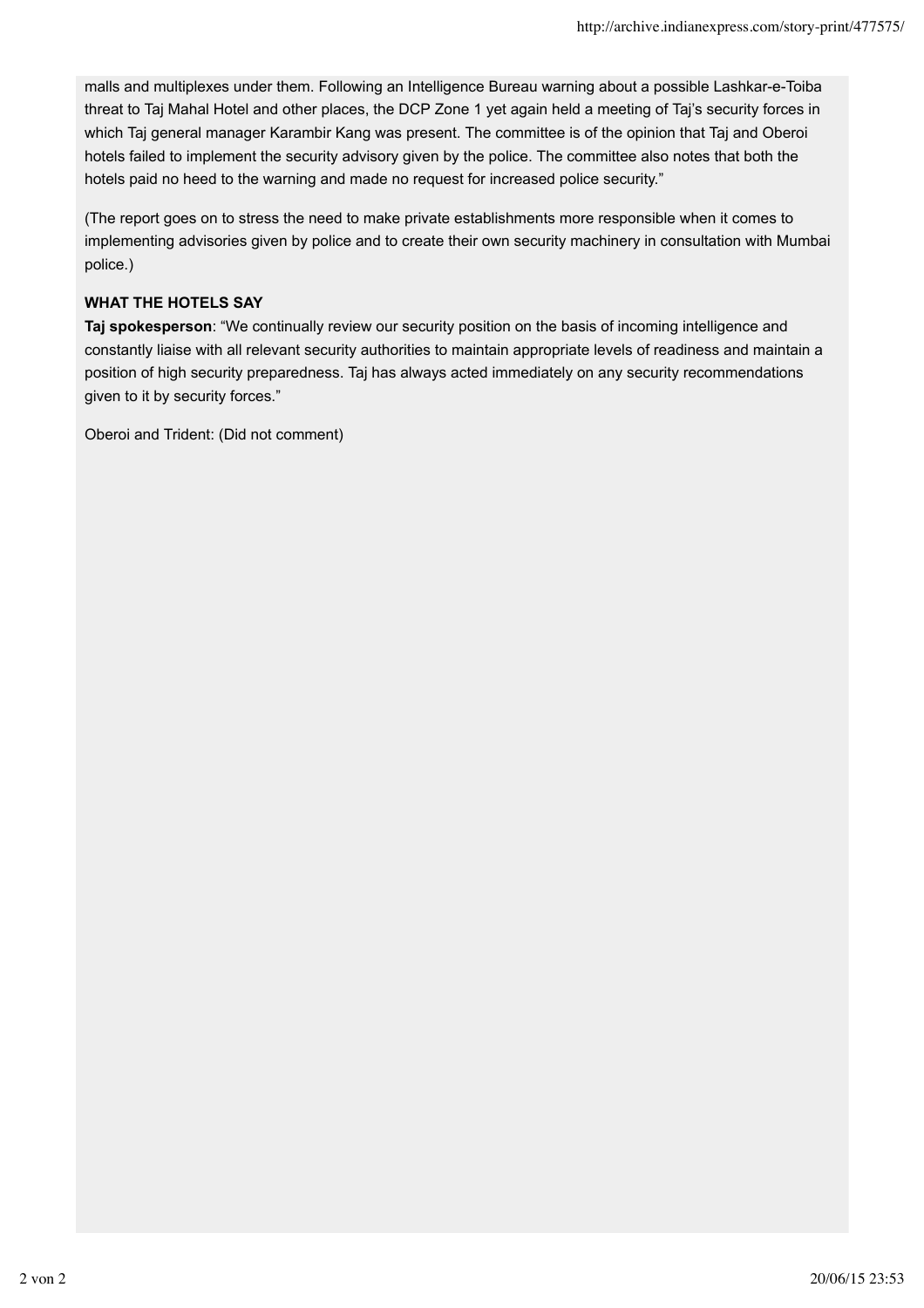malls and multiplexes under them. Following an Intelligence Bureau warning about a possible Lashkar-e-Toiba threat to Taj Mahal Hotel and other places, the DCP Zone 1 yet again held a meeting of Taj's security forces in which Taj general manager Karambir Kang was present. The committee is of the opinion that Taj and Oberoi hotels failed to implement the security advisory given by the police. The committee also notes that both the hotels paid no heed to the warning and made no request for increased police security."

(The report goes on to stress the need to make private establishments more responsible when it comes to implementing advisories given by police and to create their own security machinery in consultation with Mumbai police.)

**WHAT THE HOTELS SAY**

**Taj spokesperson**: "We continually review our security position on the basis of incoming intelligence and constantly liaise with all relevant security authorities to maintain appropriate levels of readiness and maintain a position of high security preparedness. Taj has always acted immediately on any security recommendations given to it by security forces."

Oberoi and Trident: (Did not comment)